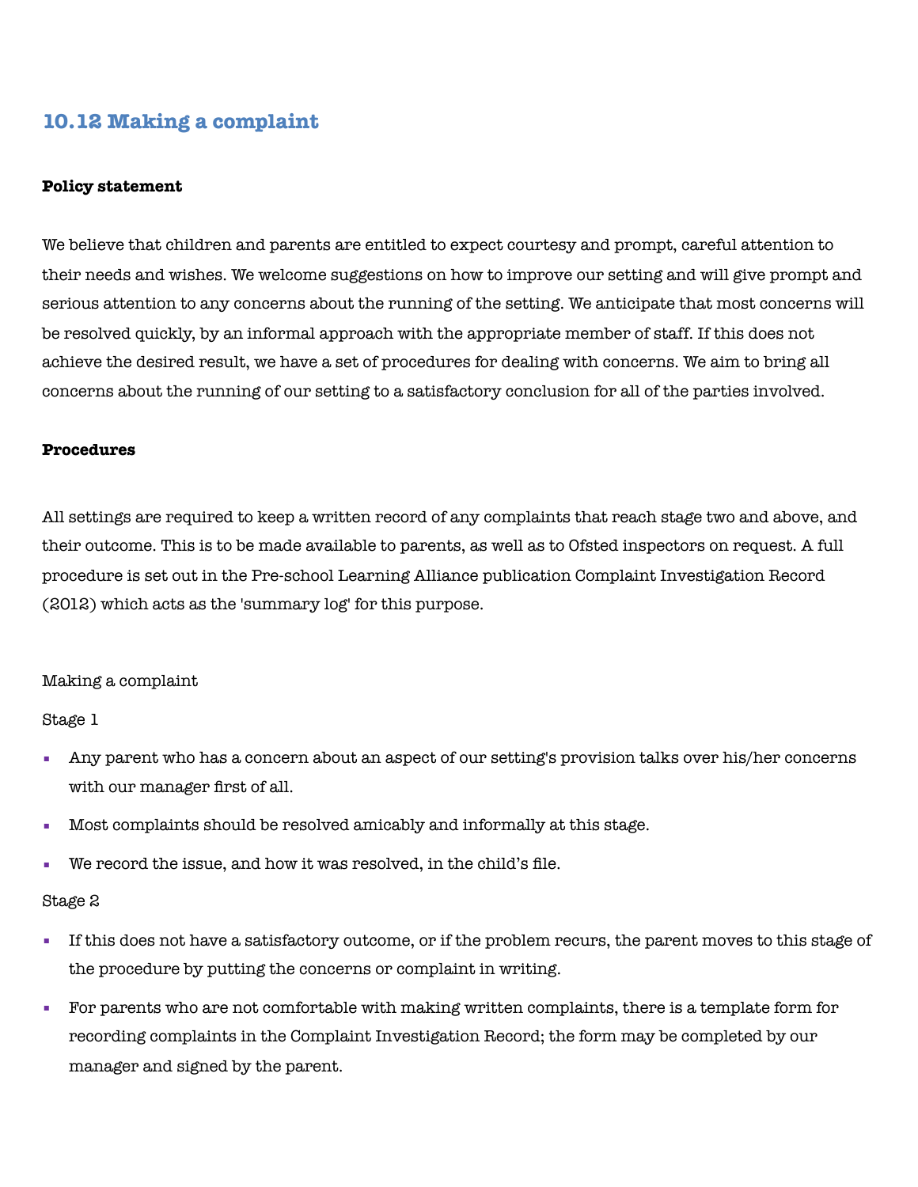## 10.12 Making a complaint

**Policy statement**

We believe that children and parents are entitled to expect courtesy and prompt, careful attention to their needs and wishes. We welcome suggestions on how to improve our setting and will give prompt and serious attention to any concerns about the running of the setting. We anticipate that most concerns will be resolved quickly, by an informal approach with the appropriate member of staff. If this does not achieve the desired result, we have a set of procedures for dealing with concerns. We aim to bring all concerns about the running of our setting to a satisfactory conclusion for all of the parties involved.

**Procedures**

All settings are required to keep a written record of any complaints that reach stage two and above, and their outcome. This is to be made available to parents, as well as to Ofsted inspectors on request. A full procedure is set out in the Pre-school Learning Alliance publication Complaint Investigation Record (2012) which acts as the 'summary log' for this purpose.

Making a complaint

Stage 1

- Any parent who has a concern about an aspect of our setting's provision talks over his/her concerns with our manager first of all.
- Most complaints should be resolved amicably and informally at this stage.
- We record the issue, and how it was resolved, in the child's file.

Stage 2

- If this does not have a satisfactory outcome, or if the problem recurs, the parent moves to this stage of the procedure by putting the concerns or complaint in writing.
- For parents who are not comfortable with making written complaints, there is a template form for recording complaints in the Complaint Investigation Record; the form may be completed by our manager and signed by the parent.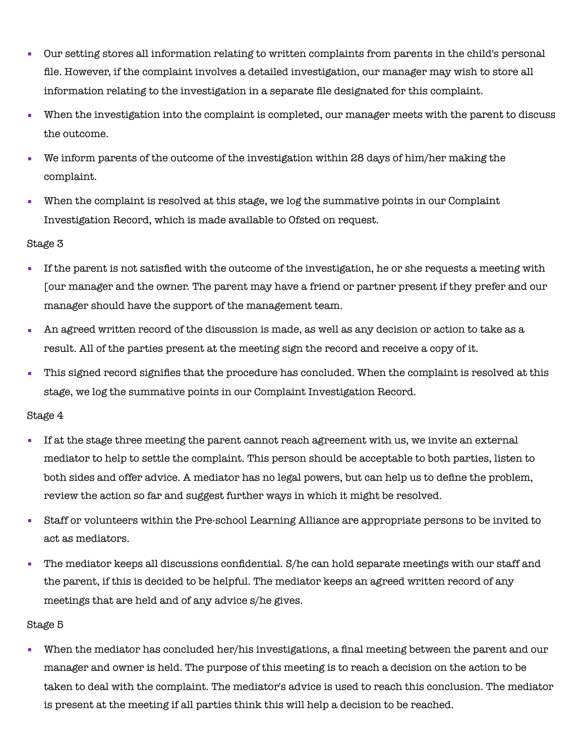- Our setting stores all information relating to written complaints from parents in the child's personal file. However, if the complaint involves a detailed investigation, our manager may wish to store all information relating to the investigation in a separate file designated for this complaint.
- When the investigation into the complaint is completed, our manager meets with the parent to discuss the outcome.
- We inform parents of the outcome of the investigation within 28 days of him/her making the complaint.
- When the complaint is resolved at this stage, we log the summative points in our Complaint Investigation Record, which is made available to Ofsted on request.

Stage 3

- If the parent is not satisfied with the outcome of the investigation, he or she requests a meeting with [our manager and the owner. The parent may have a friend or partner present if they prefer and our manager should have the support of the management team.
- An agreed written record of the discussion is made, as well as any decision or action to take as a result. All of the parties present at the meeting sign the record and receive a copy of it.
- This signed record signifies that the procedure has concluded. When the complaint is resolved at this stage, we log the summative points in our Complaint Investigation Record.

Stage 4

- If at the stage three meeting the parent cannot reach agreement with us, we invite an external mediator to help to settle the complaint. This person should be acceptable to both parties, listen to both sides and offer advice. A mediator has no legal powers, but can help us to define the problem, review the action so far and suggest further ways in which it might be resolved.
- Staff or volunteers within the Pre-school Learning Alliance are appropriate persons to be invited to act as mediators.
- The mediator keeps all discussions confidential. S/he can hold separate meetings with our staff and the parent, if this is decided to be helpful. The mediator keeps an agreed written record of any meetings that are held and of any advice s/he gives.

Stage 5

- When the mediator has concluded her/his investigations, a final meeting between the parent and our manager and owner is held. The purpose of this meeting is to reach a decision on the action to be taken to deal with the complaint. The mediator's advice is used to reach this conclusion. The mediator is present at the meeting if all parties think this will help a decision to be reached.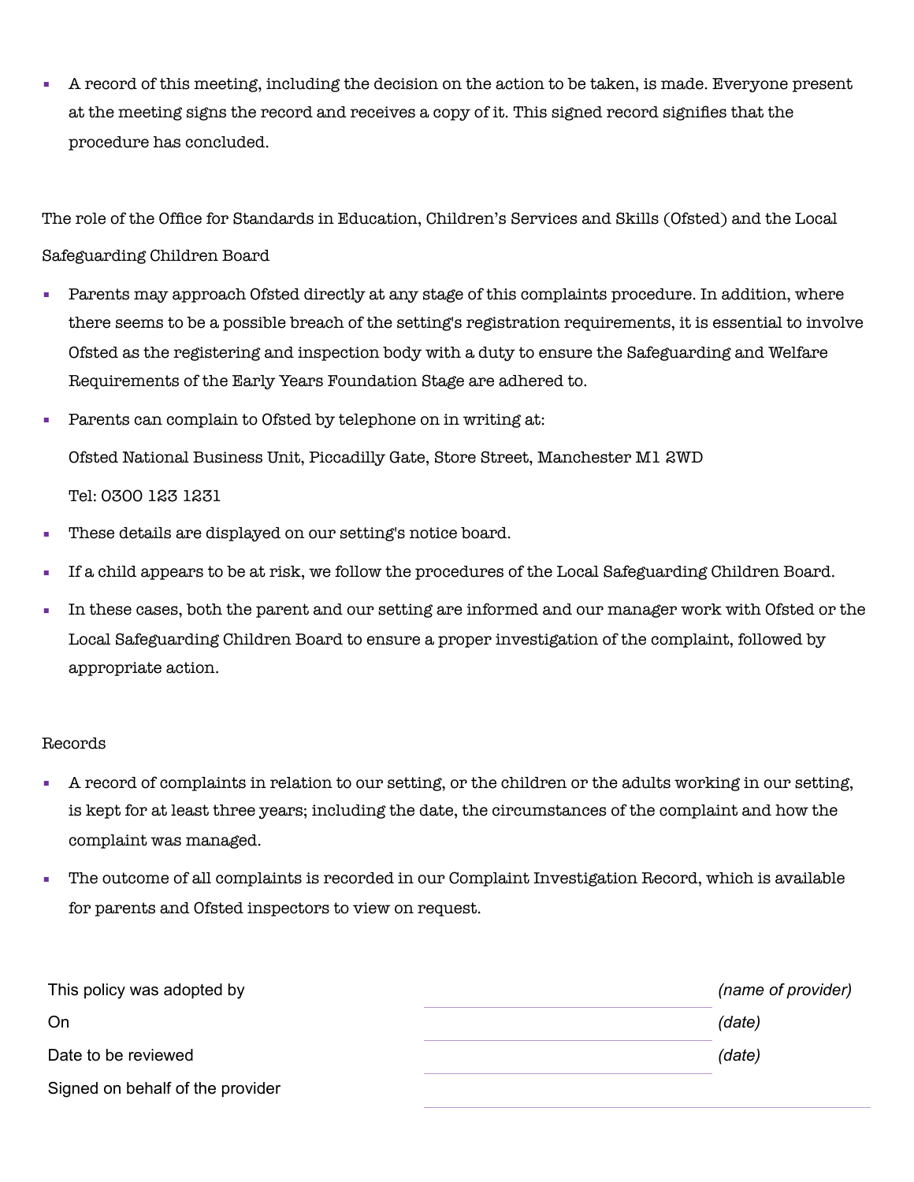- A record of this meeting, including the decision on the action to be taken, is made. Everyone present at the meeting signs the record and receives a copy of it. This signed record signifies that the procedure has concluded.

## The role of the Office for Standards in Education, Children's Services and Skills (Ofsted) and the Local Safeguarding Children Board

- Parents may approach Ofsted directly at any stage of this complaints procedure. In addition, where there seems to be a possible breach of the setting's registration requirements, it is essential to involve Ofsted as the registering and inspection body with a duty to ensure the Safeguarding and Welfare Requirements of the Early Years Foundation Stage are adhered to.
- Parents can complain to Ofsted by telephone on in writing at:

  Ofsted National Business Unit, Piccadilly Gate, Store Street, Manchester M1 2WD

  Tel: 0300 123 1231
- These details are displayed on our setting's notice board.
- If a child appears to be at risk, we follow the procedures of the Local Safeguarding Children Board.
- In these cases, both the parent and our setting are informed and our manager work with Ofsted or the Local Safeguarding Children Board to ensure a proper investigation of the complaint, followed by appropriate action.

## Records

- A record of complaints in relation to our setting, or the children or the adults working in our setting, is kept for at least three years; including the date, the circumstances of the complaint and how the complaint was managed.
- The outcome of all complaints is recorded in our Complaint Investigation Record, which is available for parents and Ofsted inspectors to view on request.

| | | |
|---|---|---|
| This policy was adopted by | | *(name of provider)* |
| On | | *(date)* |
| Date to be reviewed | | *(date)* |
| Signed on behalf of the provider | | |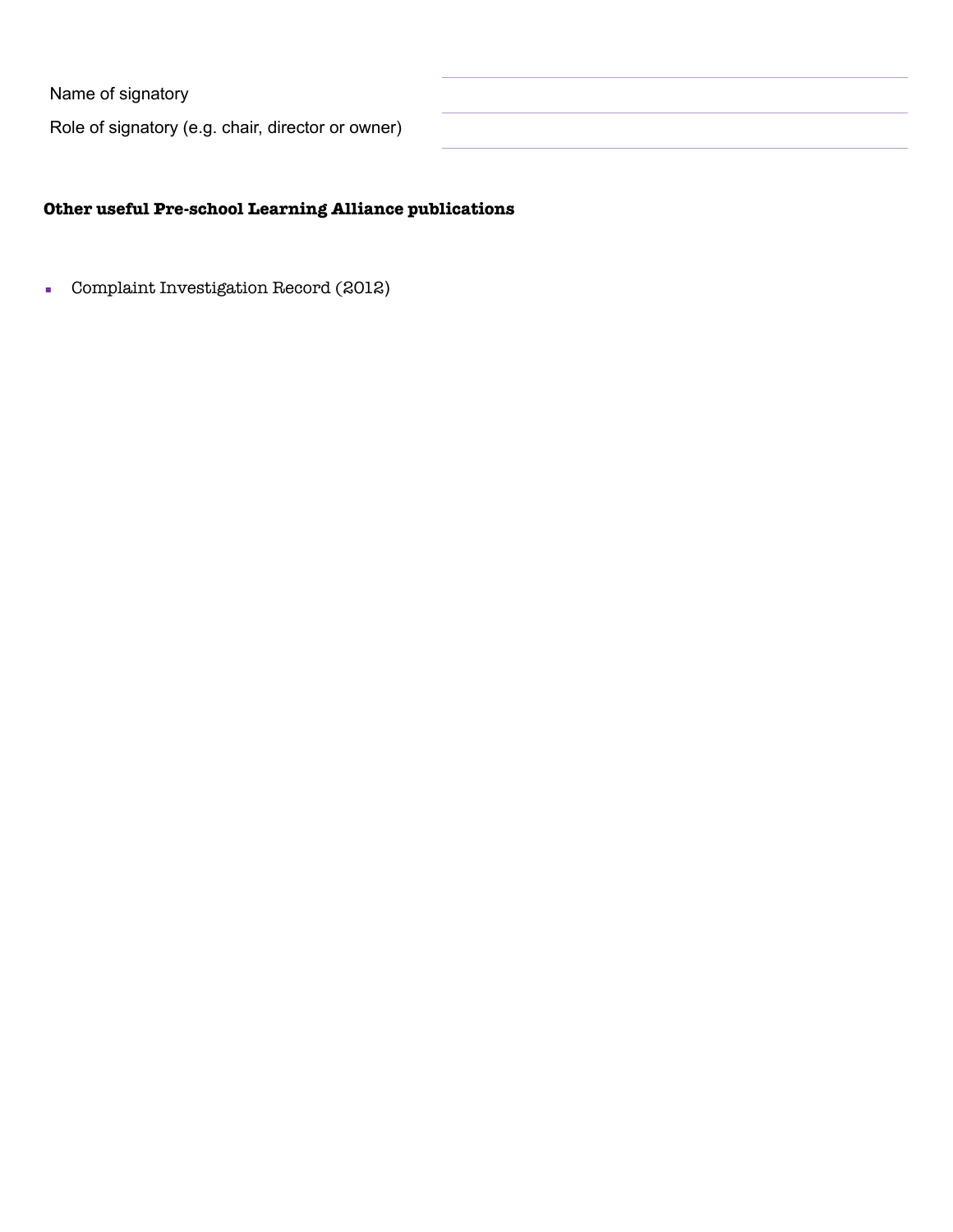| | |
|---|---|
| Name of signatory | |
| Role of signatory (e.g. chair, director or owner) | |

**Other useful Pre-school Learning Alliance publications**

- Complaint Investigation Record (2012)